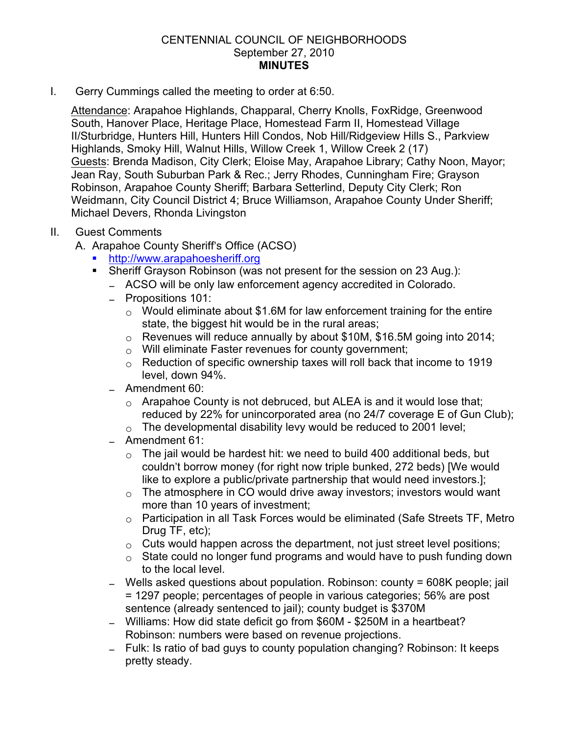# CENTENNIAL COUNCIL OF NEIGHBORHOODS
September 27, 2010
**MINUTES**

I. Gerry Cummings called the meeting to order at 6:50.

Attendance: Arapahoe Highlands, Chapparal, Cherry Knolls, FoxRidge, Greenwood South, Hanover Place, Heritage Place, Homestead Farm II, Homestead Village II/Sturbridge, Hunters Hill, Hunters Hill Condos, Nob Hill/Ridgeview Hills S., Parkview Highlands, Smoky Hill, Walnut Hills, Willow Creek 1, Willow Creek 2 (17)
Guests: Brenda Madison, City Clerk; Eloise May, Arapahoe Library; Cathy Noon, Mayor; Jean Ray, South Suburban Park & Rec.; Jerry Rhodes, Cunningham Fire; Grayson Robinson, Arapahoe County Sheriff; Barbara Setterlind, Deputy City Clerk; Ron Weidmann, City Council District 4; Bruce Williamson, Arapahoe County Under Sheriff; Michael Devers, Rhonda Livingston

II. Guest Comments

A. Arapahoe County Sheriff's Office (ACSO)

- http://www.arapahoesheriff.org
- Sheriff Grayson Robinson (was not present for the session on 23 Aug.):
  - ACSO will be only law enforcement agency accredited in Colorado.
  - Propositions 101:
    - Would eliminate about $1.6M for law enforcement training for the entire state, the biggest hit would be in the rural areas;
    - Revenues will reduce annually by about $10M, $16.5M going into 2014;
    - Will eliminate Faster revenues for county government;
    - Reduction of specific ownership taxes will roll back that income to 1919 level, down 94%.
  - Amendment 60:
    - Arapahoe County is not debruced, but ALEA is and it would lose that; reduced by 22% for unincorporated area (no 24/7 coverage E of Gun Club);
    - The developmental disability levy would be reduced to 2001 level;
  - Amendment 61:
    - The jail would be hardest hit: we need to build 400 additional beds, but couldn't borrow money (for right now triple bunked, 272 beds) [We would like to explore a public/private partnership that would need investors.];
    - The atmosphere in CO would drive away investors; investors would want more than 10 years of investment;
    - Participation in all Task Forces would be eliminated (Safe Streets TF, Metro Drug TF, etc);
    - Cuts would happen across the department, not just street level positions;
    - State could no longer fund programs and would have to push funding down to the local level.
  - Wells asked questions about population. Robinson: county = 608K people; jail = 1297 people; percentages of people in various categories; 56% are post sentence (already sentenced to jail); county budget is $370M
  - Williams: How did state deficit go from $60M - $250M in a heartbeat? Robinson: numbers were based on revenue projections.
  - Fulk: Is ratio of bad guys to county population changing? Robinson: It keeps pretty steady.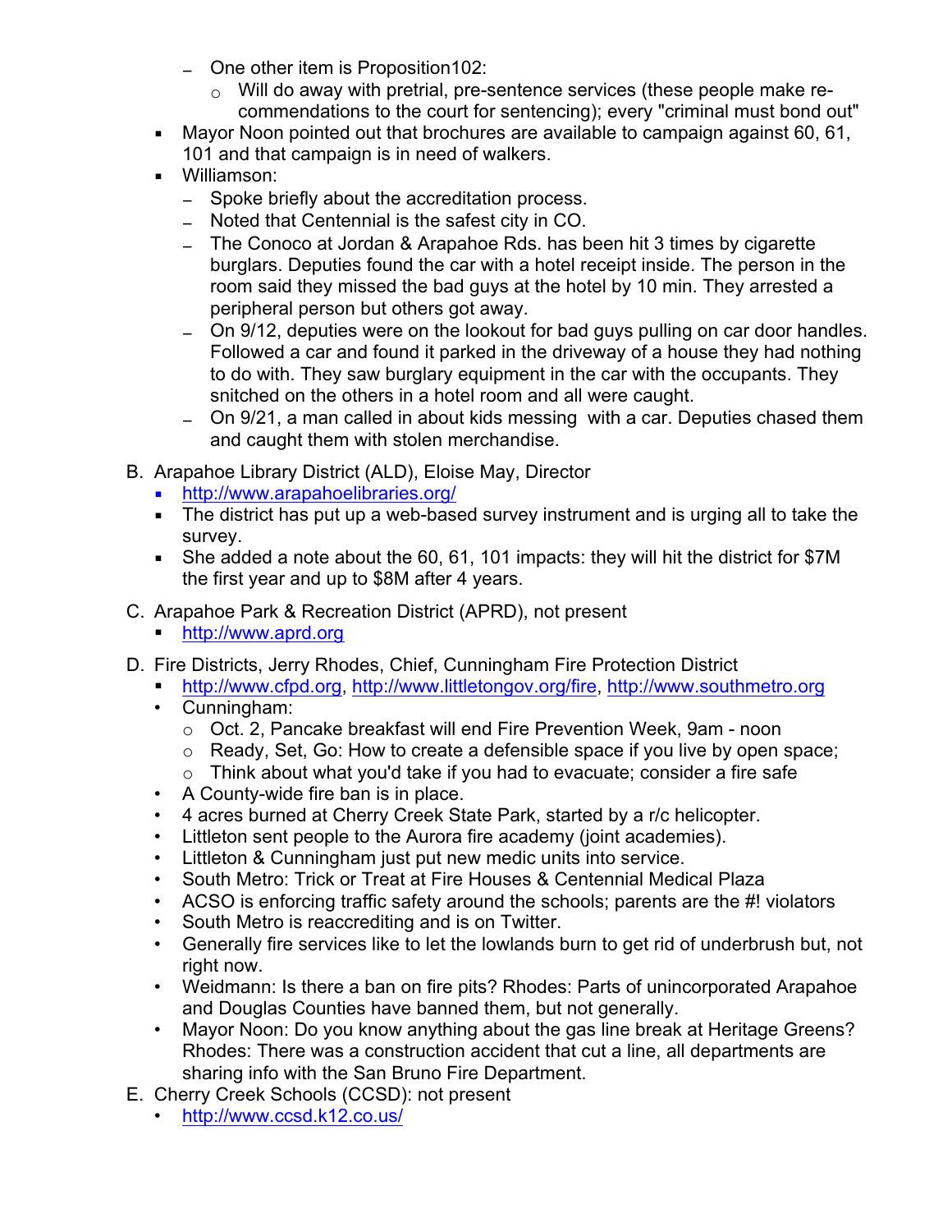- One other item is Proposition102:
    - Will do away with pretrial, pre-sentence services (these people make re-commendations to the court for sentencing); every "criminal must bond out"
- Mayor Noon pointed out that brochures are available to campaign against 60, 61, 101 and that campaign is in need of walkers.
- Williamson:
  - Spoke briefly about the accreditation process.
  - Noted that Centennial is the safest city in CO.
  - The Conoco at Jordan & Arapahoe Rds. has been hit 3 times by cigarette burglars. Deputies found the car with a hotel receipt inside. The person in the room said they missed the bad guys at the hotel by 10 min. They arrested a peripheral person but others got away.
  - On 9/12, deputies were on the lookout for bad guys pulling on car door handles. Followed a car and found it parked in the driveway of a house they had nothing to do with. They saw burglary equipment in the car with the occupants. They snitched on the others in a hotel room and all were caught.
  - On 9/21, a man called in about kids messing with a car. Deputies chased them and caught them with stolen merchandise.

B. Arapahoe Library District (ALD), Eloise May, Director
- http://www.arapahoelibraries.org/
- The district has put up a web-based survey instrument and is urging all to take the survey.
- She added a note about the 60, 61, 101 impacts: they will hit the district for $7M the first year and up to $8M after 4 years.

C. Arapahoe Park & Recreation District (APRD), not present
- http://www.aprd.org

D. Fire Districts, Jerry Rhodes, Chief, Cunningham Fire Protection District
- http://www.cfpd.org, http://www.littletongov.org/fire, http://www.southmetro.org
- Cunningham:
  - Oct. 2, Pancake breakfast will end Fire Prevention Week, 9am - noon
  - Ready, Set, Go: How to create a defensible space if you live by open space;
  - Think about what you'd take if you had to evacuate; consider a fire safe
- A County-wide fire ban is in place.
- 4 acres burned at Cherry Creek State Park, started by a r/c helicopter.
- Littleton sent people to the Aurora fire academy (joint academies).
- Littleton & Cunningham just put new medic units into service.
- South Metro: Trick or Treat at Fire Houses & Centennial Medical Plaza
- ACSO is enforcing traffic safety around the schools; parents are the #! violators
- South Metro is reaccrediting and is on Twitter.
- Generally fire services like to let the lowlands burn to get rid of underbrush but, not right now.
- Weidmann: Is there a ban on fire pits? Rhodes: Parts of unincorporated Arapahoe and Douglas Counties have banned them, but not generally.
- Mayor Noon: Do you know anything about the gas line break at Heritage Greens? Rhodes: There was a construction accident that cut a line, all departments are sharing info with the San Bruno Fire Department.

E. Cherry Creek Schools (CCSD): not present
- http://www.ccsd.k12.co.us/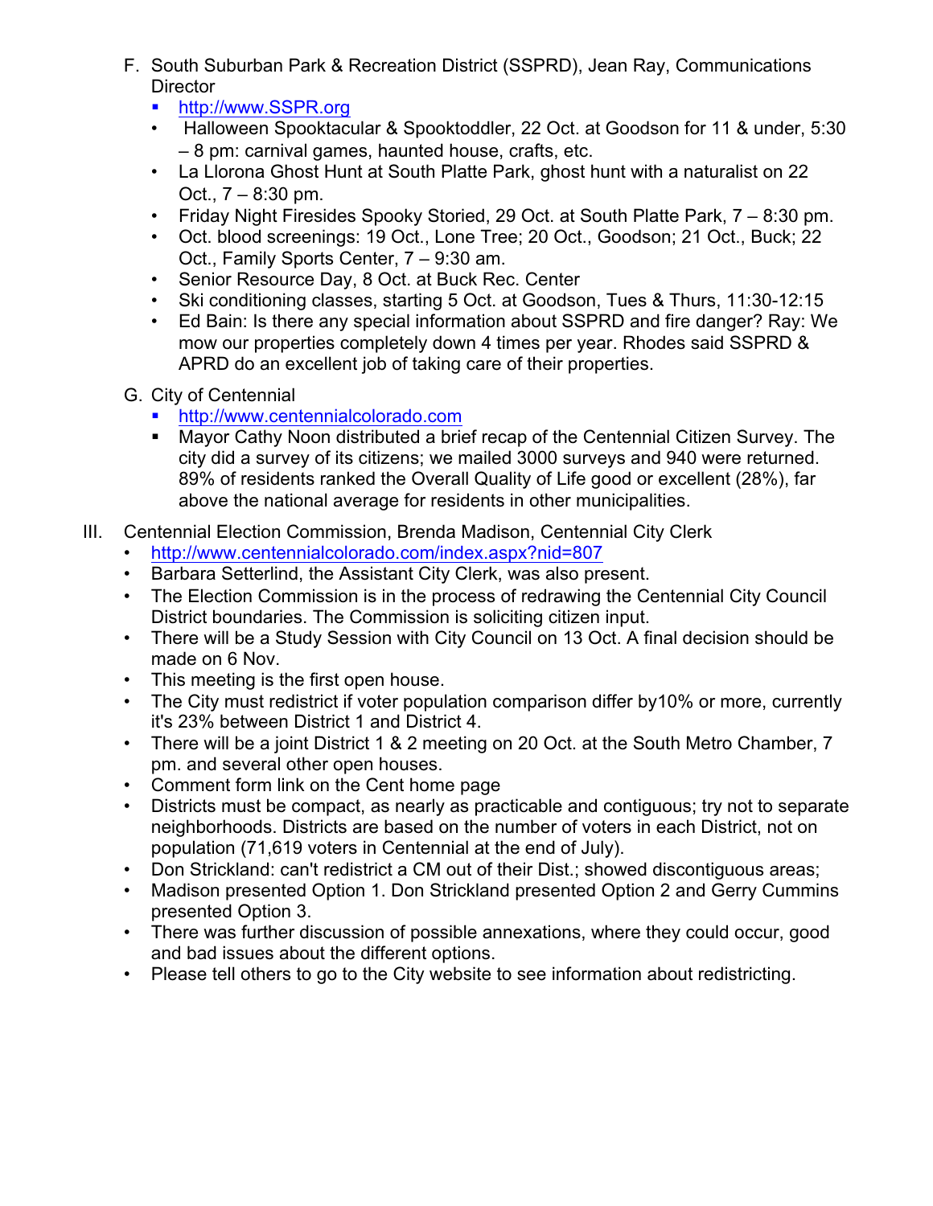F. South Suburban Park & Recreation District (SSPRD), Jean Ray, Communications Director
   - http://www.SSPR.org
   - Halloween Spooktacular & Spooktoddler, 22 Oct. at Goodson for 11 & under, 5:30 – 8 pm: carnival games, haunted house, crafts, etc.
   - La Llorona Ghost Hunt at South Platte Park, ghost hunt with a naturalist on 22 Oct., 7 – 8:30 pm.
   - Friday Night Firesides Spooky Storied, 29 Oct. at South Platte Park, 7 – 8:30 pm.
   - Oct. blood screenings: 19 Oct., Lone Tree; 20 Oct., Goodson; 21 Oct., Buck; 22 Oct., Family Sports Center, 7 – 9:30 am.
   - Senior Resource Day, 8 Oct. at Buck Rec. Center
   - Ski conditioning classes, starting 5 Oct. at Goodson, Tues & Thurs, 11:30-12:15
   - Ed Bain: Is there any special information about SSPRD and fire danger? Ray: We mow our properties completely down 4 times per year. Rhodes said SSPRD & APRD do an excellent job of taking care of their properties.

G. City of Centennial
   - http://www.centennialcolorado.com
   - Mayor Cathy Noon distributed a brief recap of the Centennial Citizen Survey. The city did a survey of its citizens; we mailed 3000 surveys and 940 were returned. 89% of residents ranked the Overall Quality of Life good or excellent (28%), far above the national average for residents in other municipalities.

III. Centennial Election Commission, Brenda Madison, Centennial City Clerk
   - http://www.centennialcolorado.com/index.aspx?nid=807
   - Barbara Setterlind, the Assistant City Clerk, was also present.
   - The Election Commission is in the process of redrawing the Centennial City Council District boundaries. The Commission is soliciting citizen input.
   - There will be a Study Session with City Council on 13 Oct. A final decision should be made on 6 Nov.
   - This meeting is the first open house.
   - The City must redistrict if voter population comparison differ by10% or more, currently it's 23% between District 1 and District 4.
   - There will be a joint District 1 & 2 meeting on 20 Oct. at the South Metro Chamber, 7 pm. and several other open houses.
   - Comment form link on the Cent home page
   - Districts must be compact, as nearly as practicable and contiguous; try not to separate neighborhoods. Districts are based on the number of voters in each District, not on population (71,619 voters in Centennial at the end of July).
   - Don Strickland: can't redistrict a CM out of their Dist.; showed discontiguous areas;
   - Madison presented Option 1. Don Strickland presented Option 2 and Gerry Cummins presented Option 3.
   - There was further discussion of possible annexations, where they could occur, good and bad issues about the different options.
   - Please tell others to go to the City website to see information about redistricting.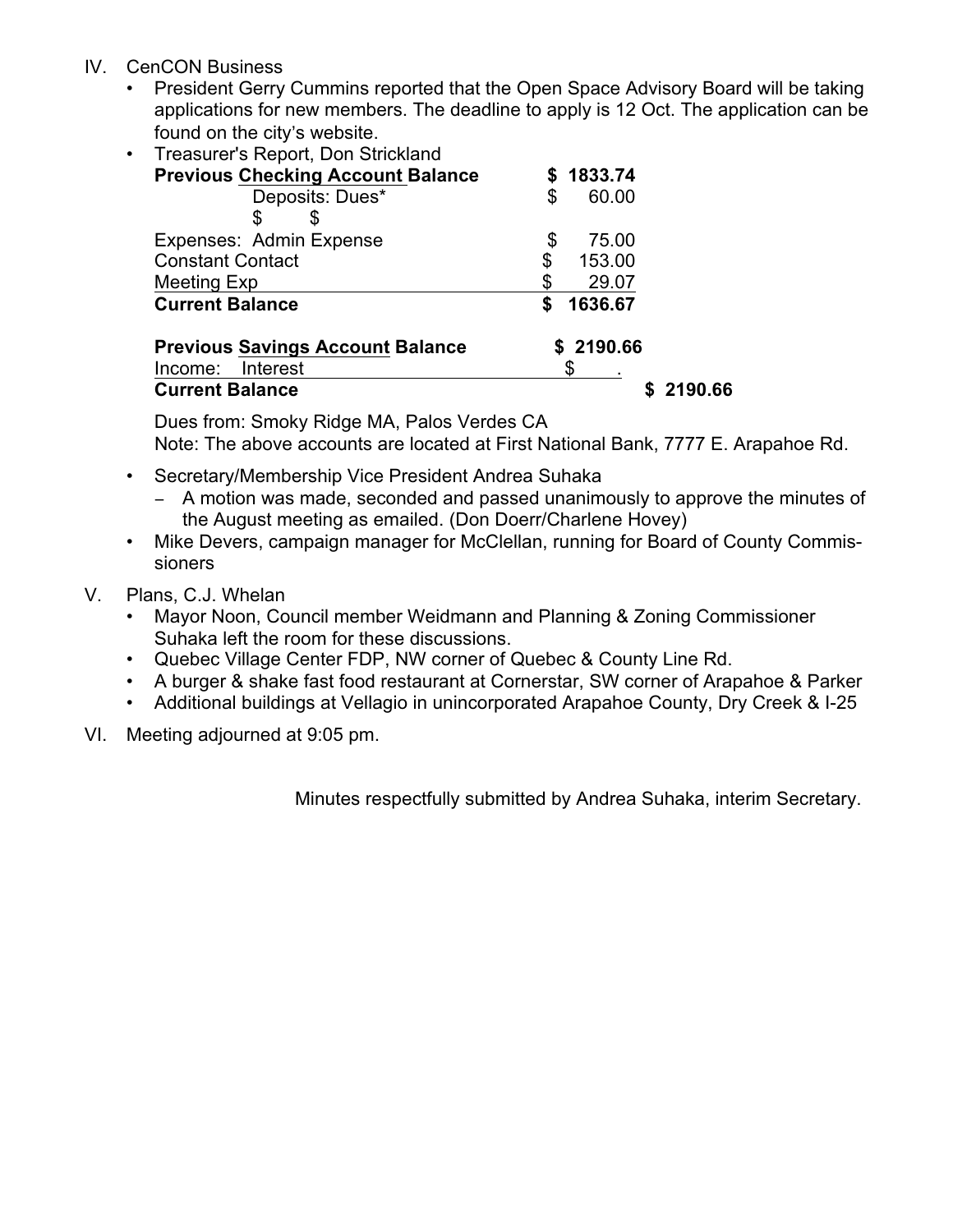IV. CenCON Business

- President Gerry Cummins reported that the Open Space Advisory Board will be taking applications for new members. The deadline to apply is 12 Oct. The application can be found on the city's website.
- Treasurer's Report, Don Strickland

| | | |
|---|---|---|
| **Previous Checking Account Balance** | **$ 1833.74** | |
| Deposits: Dues* | $ 60.00 | |
| $ $ | | |
| Expenses: Admin Expense | $ 75.00 | |
| Constant Contact | $ 153.00 | |
| Meeting Exp | $ 29.07 | |
| **Current Balance** | **$ 1636.67** | |
| | | |
| **Previous Savings Account Balance** | **$ 2190.66** | |
| Income: Interest | $ . | |
| **Current Balance** | | **$ 2190.66** |

Dues from: Smoky Ridge MA, Palos Verdes CA
Note: The above accounts are located at First National Bank, 7777 E. Arapahoe Rd.

- Secretary/Membership Vice President Andrea Suhaka
  - A motion was made, seconded and passed unanimously to approve the minutes of the August meeting as emailed. (Don Doerr/Charlene Hovey)
- Mike Devers, campaign manager for McClellan, running for Board of County Commissioners

V. Plans, C.J. Whelan

- Mayor Noon, Council member Weidmann and Planning & Zoning Commissioner Suhaka left the room for these discussions.
- Quebec Village Center FDP, NW corner of Quebec & County Line Rd.
- A burger & shake fast food restaurant at Cornerstar, SW corner of Arapahoe & Parker
- Additional buildings at Vellagio in unincorporated Arapahoe County, Dry Creek & I-25

VI. Meeting adjourned at 9:05 pm.

Minutes respectfully submitted by Andrea Suhaka, interim Secretary.